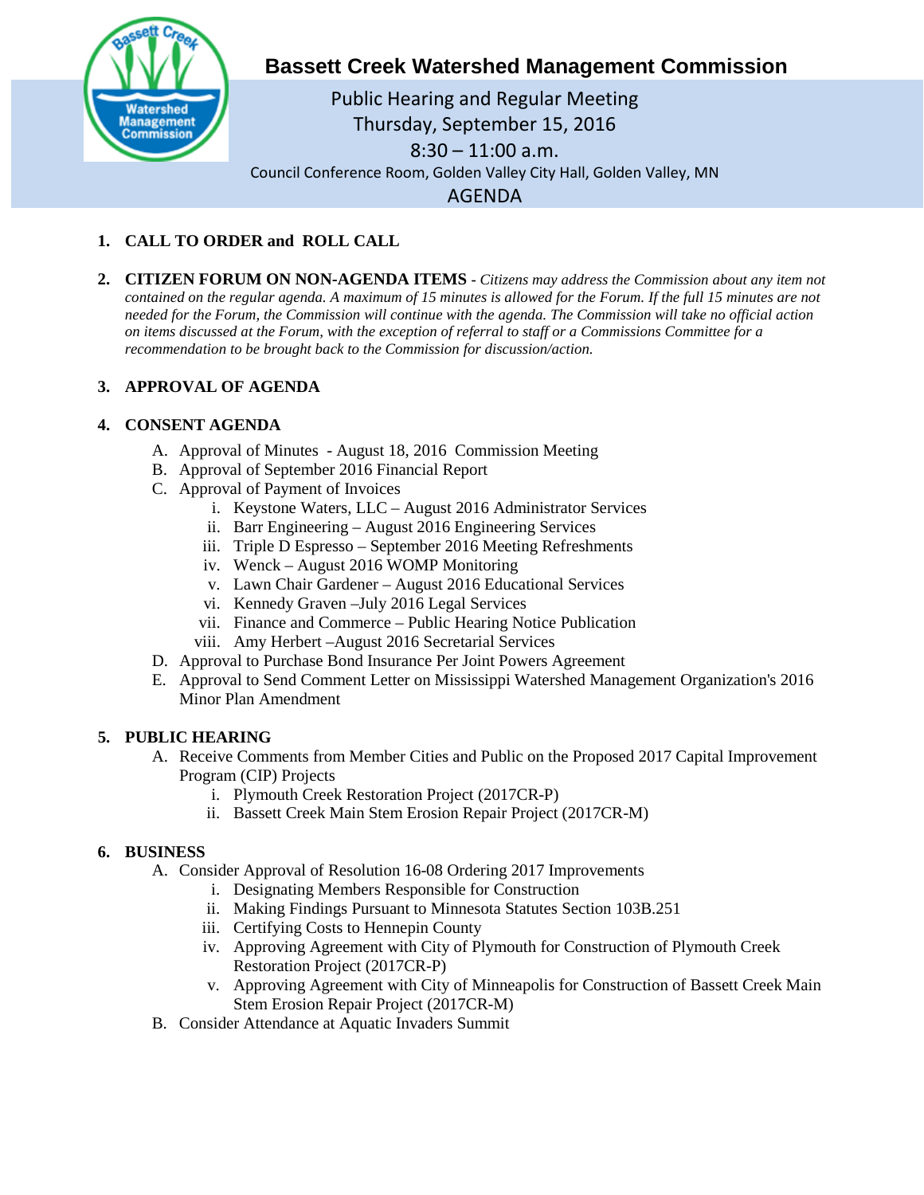# Bassett Creek Watershed Management Commission

Public Hearing and Regular Meeting
Thursday, September 15, 2016
8:30 – 11:00 a.m.
Council Conference Room, Golden Valley City Hall, Golden Valley, MN

## AGENDA

1. **CALL TO ORDER and ROLL CALL**

2. **CITIZEN FORUM ON NON-AGENDA ITEMS** - *Citizens may address the Commission about any item not contained on the regular agenda. A maximum of 15 minutes is allowed for the Forum. If the full 15 minutes are not needed for the Forum, the Commission will continue with the agenda. The Commission will take no official action on items discussed at the Forum, with the exception of referral to staff or a Commissions Committee for a recommendation to be brought back to the Commission for discussion/action.*

3. **APPROVAL OF AGENDA**

4. **CONSENT AGENDA**
   - A. Approval of Minutes - August 18, 2016 Commission Meeting
   - B. Approval of September 2016 Financial Report
   - C. Approval of Payment of Invoices
     - i. Keystone Waters, LLC – August 2016 Administrator Services
     - ii. Barr Engineering – August 2016 Engineering Services
     - iii. Triple D Espresso – September 2016 Meeting Refreshments
     - iv. Wenck – August 2016 WOMP Monitoring
     - v. Lawn Chair Gardener – August 2016 Educational Services
     - vi. Kennedy Graven –July 2016 Legal Services
     - vii. Finance and Commerce – Public Hearing Notice Publication
     - viii. Amy Herbert –August 2016 Secretarial Services
   - D. Approval to Purchase Bond Insurance Per Joint Powers Agreement
   - E. Approval to Send Comment Letter on Mississippi Watershed Management Organization's 2016 Minor Plan Amendment

5. **PUBLIC HEARING**
   - A. Receive Comments from Member Cities and Public on the Proposed 2017 Capital Improvement Program (CIP) Projects
     - i. Plymouth Creek Restoration Project (2017CR-P)
     - ii. Bassett Creek Main Stem Erosion Repair Project (2017CR-M)

6. **BUSINESS**
   - A. Consider Approval of Resolution 16-08 Ordering 2017 Improvements
     - i. Designating Members Responsible for Construction
     - ii. Making Findings Pursuant to Minnesota Statutes Section 103B.251
     - iii. Certifying Costs to Hennepin County
     - iv. Approving Agreement with City of Plymouth for Construction of Plymouth Creek Restoration Project (2017CR-P)
     - v. Approving Agreement with City of Minneapolis for Construction of Bassett Creek Main Stem Erosion Repair Project (2017CR-M)
   - B. Consider Attendance at Aquatic Invaders Summit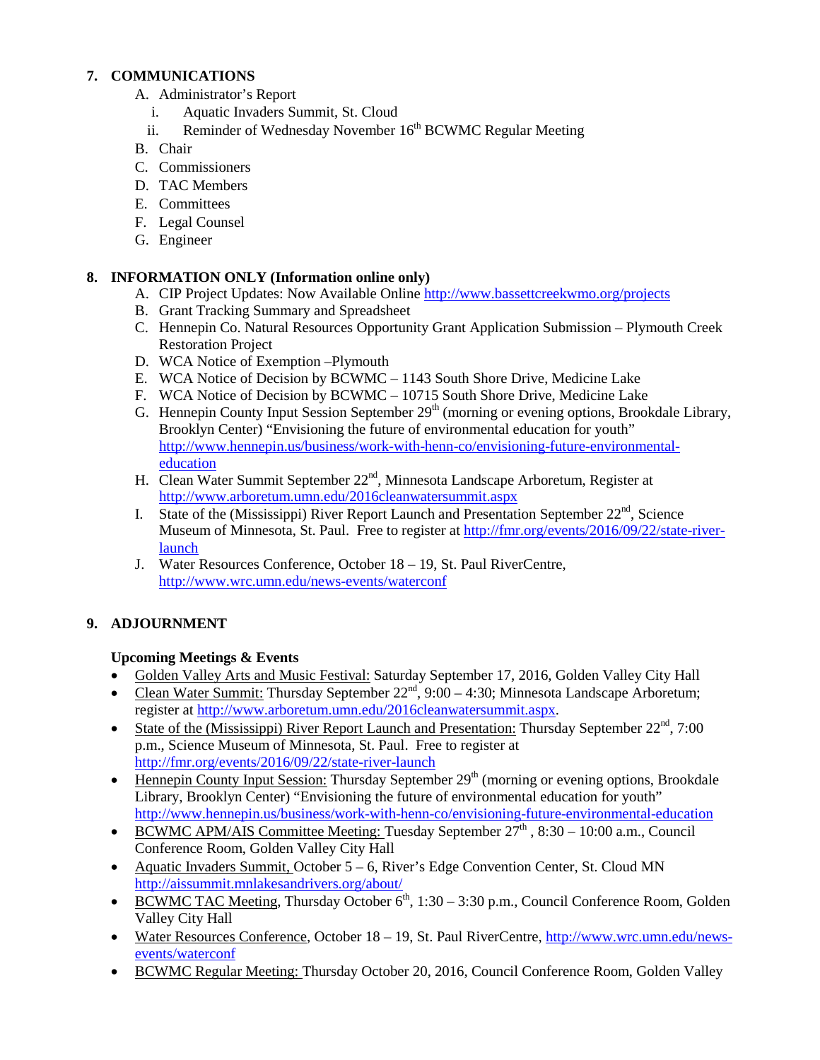## 7. COMMUNICATIONS

A. Administrator's Report
   i. Aquatic Invaders Summit, St. Cloud
   ii. Reminder of Wednesday November 16th BCWMC Regular Meeting

B. Chair

C. Commissioners

D. TAC Members

E. Committees

F. Legal Counsel

G. Engineer

## 8. INFORMATION ONLY (Information online only)

A. CIP Project Updates: Now Available Online http://www.bassettcreekwmo.org/projects

B. Grant Tracking Summary and Spreadsheet

C. Hennepin Co. Natural Resources Opportunity Grant Application Submission – Plymouth Creek Restoration Project

D. WCA Notice of Exemption –Plymouth

E. WCA Notice of Decision by BCWMC – 1143 South Shore Drive, Medicine Lake

F. WCA Notice of Decision by BCWMC – 10715 South Shore Drive, Medicine Lake

G. Hennepin County Input Session September 29th (morning or evening options, Brookdale Library, Brooklyn Center) "Envisioning the future of environmental education for youth" http://www.hennepin.us/business/work-with-henn-co/envisioning-future-environmental-education

H. Clean Water Summit September 22nd, Minnesota Landscape Arboretum, Register at http://www.arboretum.umn.edu/2016cleanwatersummit.aspx

I. State of the (Mississippi) River Report Launch and Presentation September 22nd, Science Museum of Minnesota, St. Paul. Free to register at http://fmr.org/events/2016/09/22/state-river-launch

J. Water Resources Conference, October 18 – 19, St. Paul RiverCentre, http://www.wrc.umn.edu/news-events/waterconf

## 9. ADJOURNMENT

**Upcoming Meetings & Events**

- Golden Valley Arts and Music Festival: Saturday September 17, 2016, Golden Valley City Hall
- Clean Water Summit: Thursday September 22nd, 9:00 – 4:30; Minnesota Landscape Arboretum; register at http://www.arboretum.umn.edu/2016cleanwatersummit.aspx.
- State of the (Mississippi) River Report Launch and Presentation: Thursday September 22nd, 7:00 p.m., Science Museum of Minnesota, St. Paul. Free to register at http://fmr.org/events/2016/09/22/state-river-launch
- Hennepin County Input Session: Thursday September 29th (morning or evening options, Brookdale Library, Brooklyn Center) "Envisioning the future of environmental education for youth" http://www.hennepin.us/business/work-with-henn-co/envisioning-future-environmental-education
- BCWMC APM/AIS Committee Meeting: Tuesday September 27th , 8:30 – 10:00 a.m., Council Conference Room, Golden Valley City Hall
- Aquatic Invaders Summit, October 5 – 6, River's Edge Convention Center, St. Cloud MN http://aissummit.mnlakesandrivers.org/about/
- BCWMC TAC Meeting, Thursday October 6th, 1:30 – 3:30 p.m., Council Conference Room, Golden Valley City Hall
- Water Resources Conference, October 18 – 19, St. Paul RiverCentre, http://www.wrc.umn.edu/news-events/waterconf
- BCWMC Regular Meeting: Thursday October 20, 2016, Council Conference Room, Golden Valley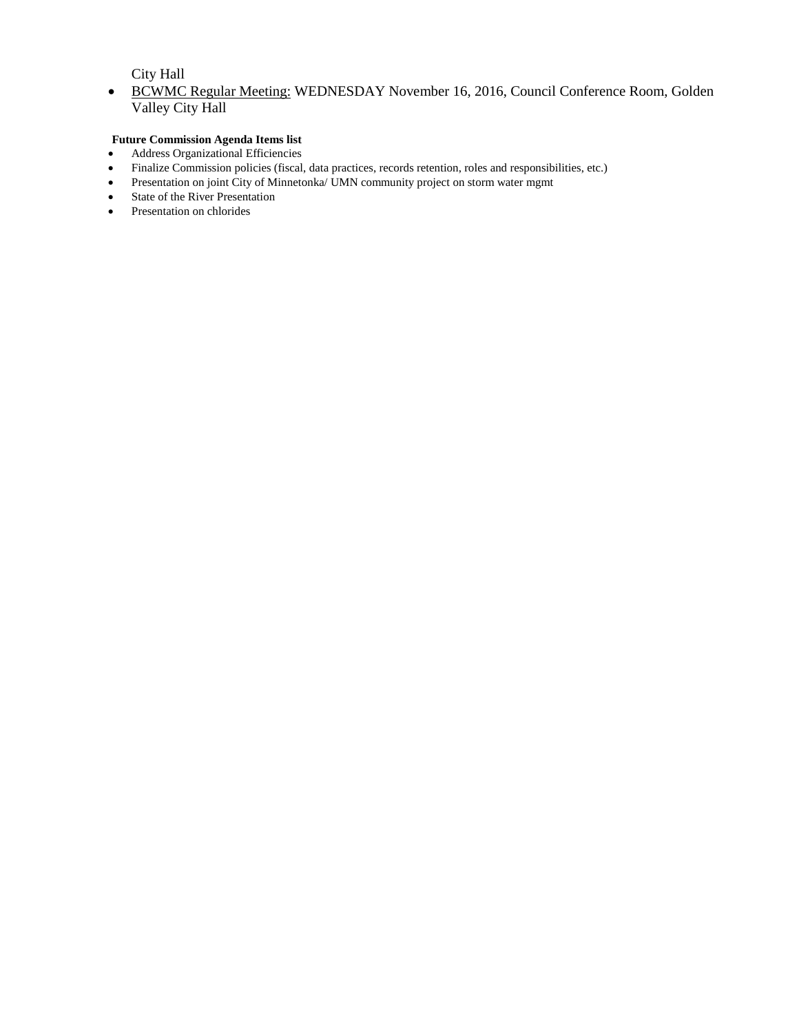City Hall

- <u>BCWMC Regular Meeting:</u> WEDNESDAY November 16, 2016, Council Conference Room, Golden Valley City Hall

**Future Commission Agenda Items list**

- Address Organizational Efficiencies
- Finalize Commission policies (fiscal, data practices, records retention, roles and responsibilities, etc.)
- Presentation on joint City of Minnetonka/ UMN community project on storm water mgmt
- State of the River Presentation
- Presentation on chlorides